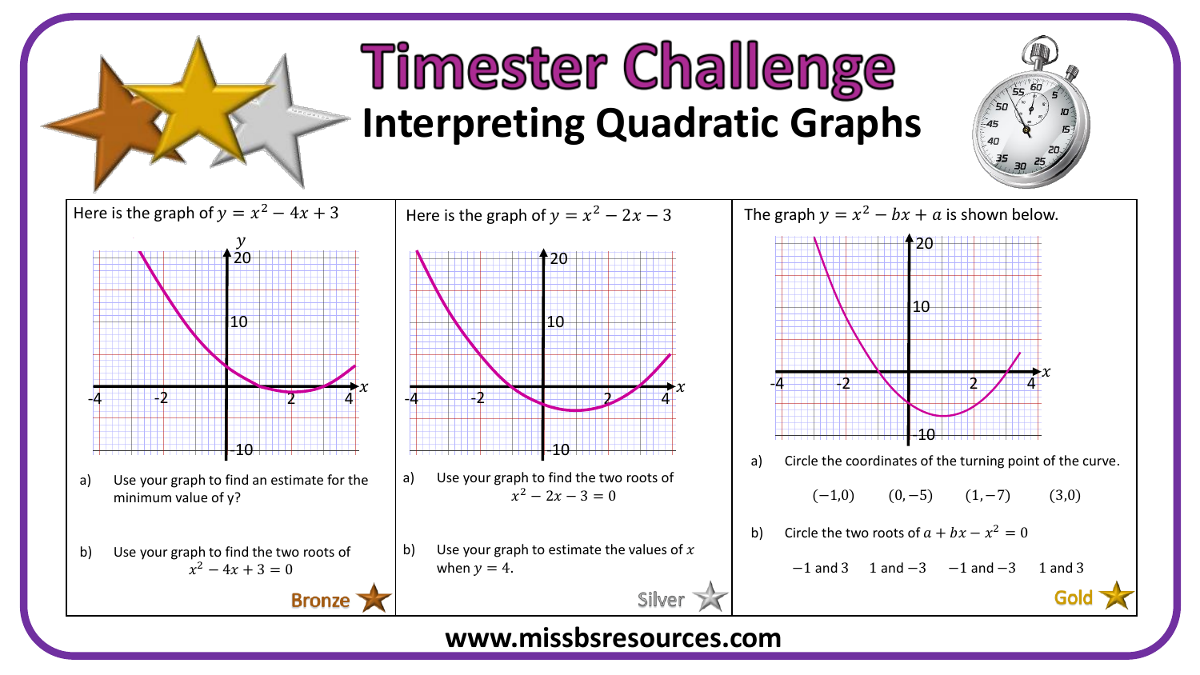# Timester Challenge

## Interpreting Quadratic Graphs

### Bronze

Here is the graph of $y = x^2 - 4x + 3$

a) Use your graph to find an estimate for the minimum value of y?

b) Use your graph to find the two roots of $x^2 - 4x + 3 = 0$

### Silver

Here is the graph of $y = x^2 - 2x - 3$

a) Use your graph to find the two roots of $x^2 - 2x - 3 = 0$

b) Use your graph to estimate the values of $x$ when $y = 4$.

### Gold

The graph $y = x^2 - bx + a$ is shown below.

a) Circle the coordinates of the turning point of the curve.

$(-1,0)$ $(0,-5)$ $(1,-7)$ $(3,0)$

b) Circle the two roots of $a + bx - x^2 = 0$

$-1$ and $3$ $1$ and $-3$ $-1$ and $-3$ $1$ and $3$

www.missbsresources.com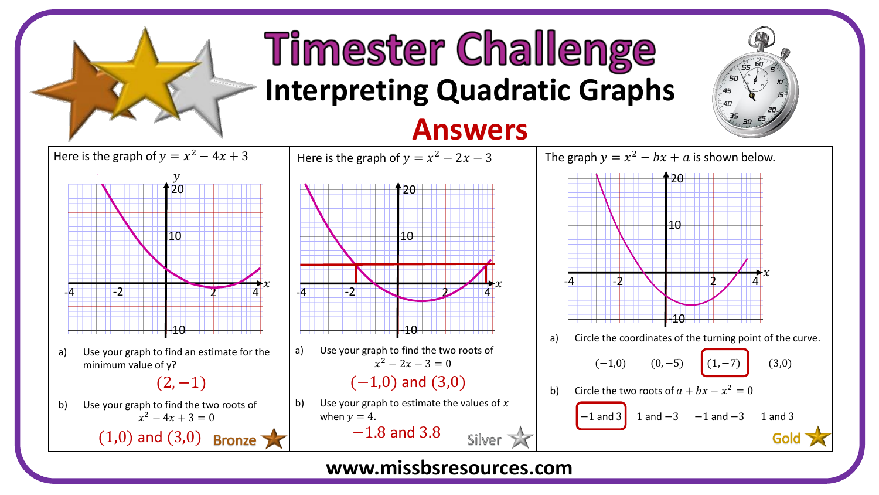# Timester Challenge

## Interpreting Quadratic Graphs

## Answers

### Bronze

Here is the graph of $y = x^2 - 4x + 3$

y
20
10
-4
-2
2
4
x
-10

a) Use your graph to find an estimate for the minimum value of y?

$(2, -1)$

b) Use your graph to find the two roots of $x^2 - 4x + 3 = 0$

$(1,0)$ and $(3,0)$

### Silver

Here is the graph of $y = x^2 - 2x - 3$

20
10
-4
-2
2
4
x
-10

a) Use your graph to find the two roots of $x^2 - 2x - 3 = 0$

$(-1,0)$ and $(3,0)$

b) Use your graph to estimate the values of $x$ when $y = 4$.

$-1.8$ and $3.8$

### Gold

The graph $y = x^2 - bx + a$ is shown below.

20
10
-4
-2
2
4
x
-10

a) Circle the coordinates of the turning point of the curve.

$(-1,0)$ $(0,-5)$ **$(1,-7)$** $(3,0)$

b) Circle the two roots of $a + bx - x^2 = 0$

**$-1$ and $3$** $1$ and $-3$ $-1$ and $-3$ $1$ and $3$

www.missbsresources.com